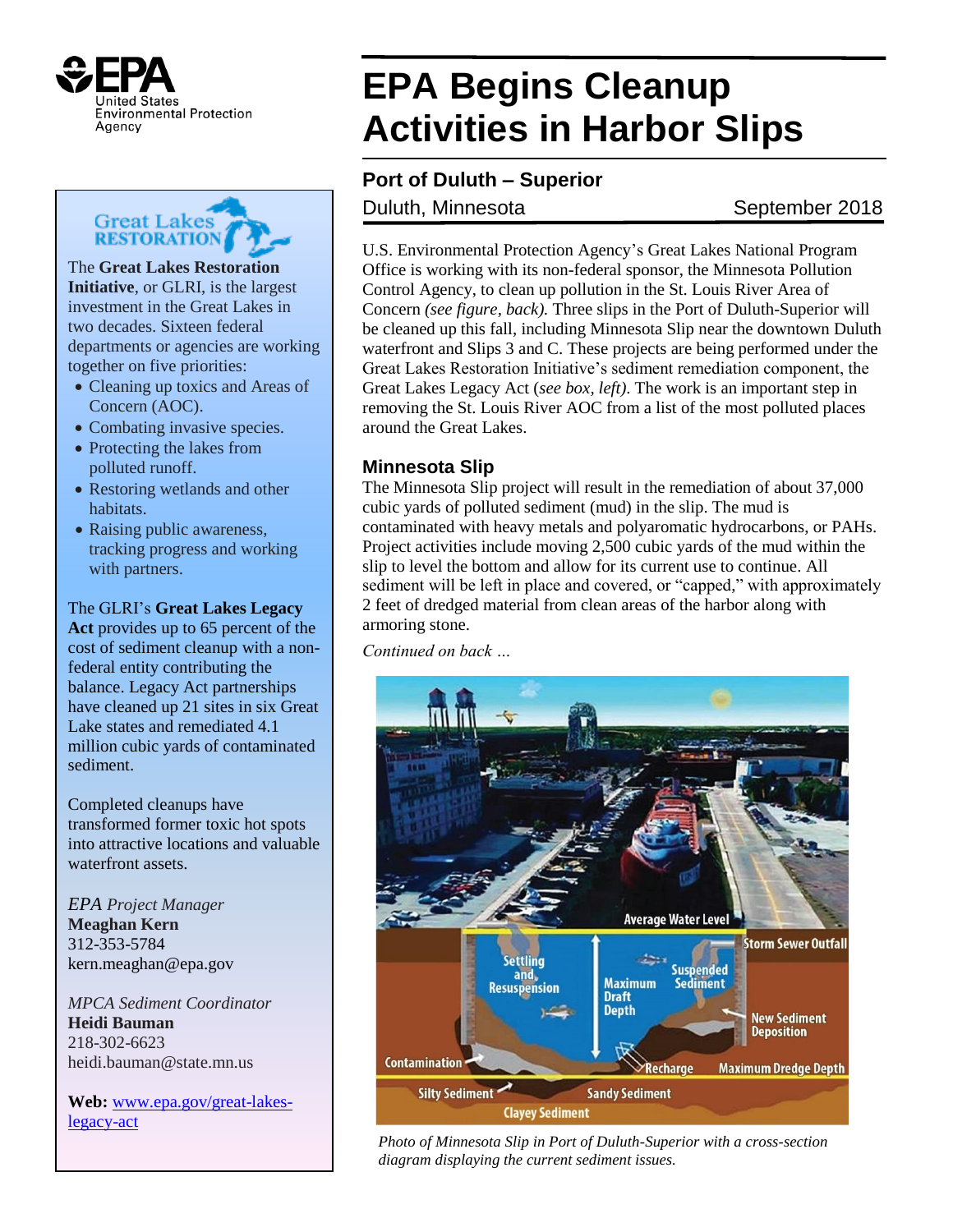# EPA Begins Cleanup Activities in Harbor Slips

## Port of Duluth – Superior

Duluth, Minnesota September 2018

U.S. Environmental Protection Agency's Great Lakes National Program Office is working with its non-federal sponsor, the Minnesota Pollution Control Agency, to clean up pollution in the St. Louis River Area of Concern *(see figure, back).* Three slips in the Port of Duluth-Superior will be cleaned up this fall, including Minnesota Slip near the downtown Duluth waterfront and Slips 3 and C. These projects are being performed under the Great Lakes Restoration Initiative's sediment remediation component, the Great Lakes Legacy Act (*see box, left*). The work is an important step in removing the St. Louis River AOC from a list of the most polluted places around the Great Lakes.

### Minnesota Slip

The Minnesota Slip project will result in the remediation of about 37,000 cubic yards of polluted sediment (mud) in the slip. The mud is contaminated with heavy metals and polyaromatic hydrocarbons, or PAHs. Project activities include moving 2,500 cubic yards of the mud within the slip to level the bottom and allow for its current use to continue. All sediment will be left in place and covered, or "capped," with approximately 2 feet of dredged material from clean areas of the harbor along with armoring stone.

*Continued on back …*

*Photo of Minnesota Slip in Port of Duluth-Superior with a cross-section diagram displaying the current sediment issues.*

---

**Great Lakes RESTORATION**

The **Great Lakes Restoration Initiative**, or GLRI, is the largest investment in the Great Lakes in two decades. Sixteen federal departments or agencies are working together on five priorities:

- Cleaning up toxics and Areas of Concern (AOC).
- Combating invasive species.
- Protecting the lakes from polluted runoff.
- Restoring wetlands and other habitats.
- Raising public awareness, tracking progress and working with partners.

The GLRI's **Great Lakes Legacy Act** provides up to 65 percent of the cost of sediment cleanup with a non-federal entity contributing the balance. Legacy Act partnerships have cleaned up 21 sites in six Great Lake states and remediated 4.1 million cubic yards of contaminated sediment.

Completed cleanups have transformed former toxic hot spots into attractive locations and valuable waterfront assets.

*EPA Project Manager*
**Meaghan Kern**
312-353-5784
kern.meaghan@epa.gov

*MPCA Sediment Coordinator*
**Heidi Bauman**
218-302-6623
heidi.bauman@state.mn.us

**Web:** www.epa.gov/great-lakes-legacy-act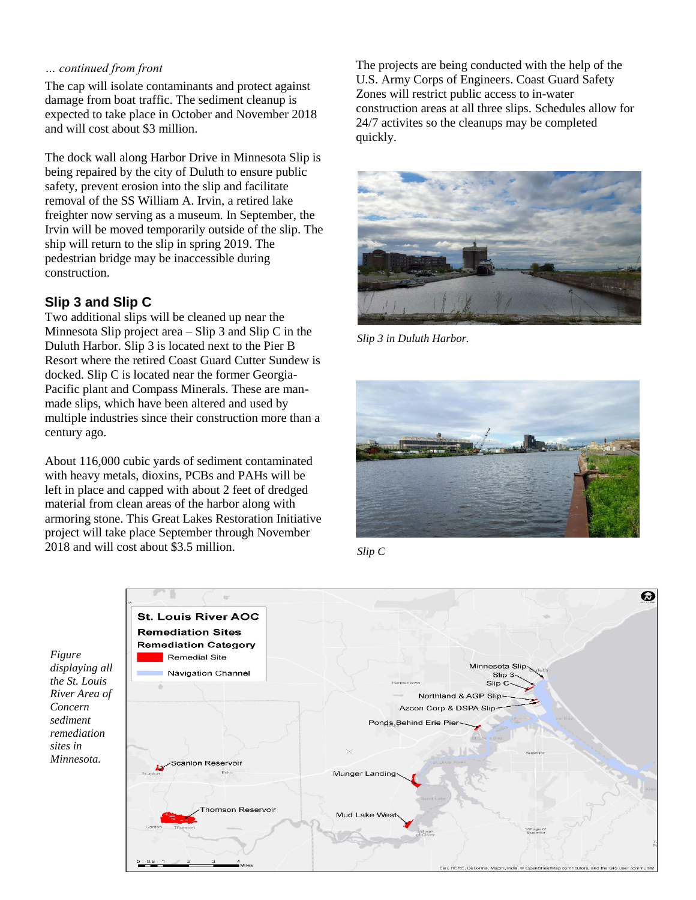*… continued from front*

The cap will isolate contaminants and protect against damage from boat traffic. The sediment cleanup is expected to take place in October and November 2018 and will cost about $3 million.

The dock wall along Harbor Drive in Minnesota Slip is being repaired by the city of Duluth to ensure public safety, prevent erosion into the slip and facilitate removal of the SS William A. Irvin, a retired lake freighter now serving as a museum. In September, the Irvin will be moved temporarily outside of the slip. The ship will return to the slip in spring 2019. The pedestrian bridge may be inaccessible during construction.

## Slip 3 and Slip C

Two additional slips will be cleaned up near the Minnesota Slip project area – Slip 3 and Slip C in the Duluth Harbor. Slip 3 is located next to the Pier B Resort where the retired Coast Guard Cutter Sundew is docked. Slip C is located near the former Georgia-Pacific plant and Compass Minerals. These are man-made slips, which have been altered and used by multiple industries since their construction more than a century ago.

About 116,000 cubic yards of sediment contaminated with heavy metals, dioxins, PCBs and PAHs will be left in place and capped with about 2 feet of dredged material from clean areas of the harbor along with armoring stone. This Great Lakes Restoration Initiative project will take place September through November 2018 and will cost about $3.5 million.

The projects are being conducted with the help of the U.S. Army Corps of Engineers. Coast Guard Safety Zones will restrict public access to in-water construction areas at all three slips. Schedules allow for 24/7 activites so the cleanups may be completed quickly.

*Slip 3 in Duluth Harbor.*

*Slip C*

St. Louis River AOC
Remediation Sites
Remediation Category
Remedial Site
Navigation Channel

Minnesota Slip
Slip 3
Slip C
Northland & AGP Slip
Azcon Corp & DSPA Slip
Ponds Behind Erie Pier
Scanlon Reservoir
Munger Landing
Thomson Reservoir
Mud Lake West

0 0.5 1 2 3 4 Miles

*Figure displaying all the St. Louis River Area of Concern sediment remediation sites in Minnesota.*